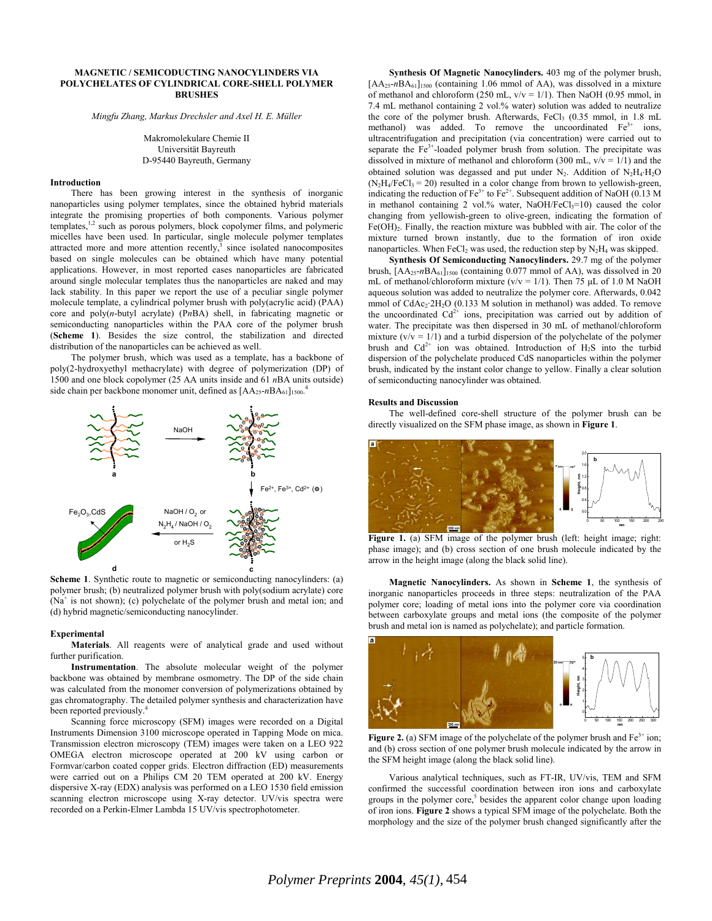# MAGNETIC / SEMICONDUCTING NANOCYLINDERS VIA POLYCHELATES OF CYLINDRICAL CORE-SHELL POLYMER BRUSHES

*Mingfu Zhang, Markus Drechsler and Axel H. E. Müller*

Makromolekulare Chemie II
Universität Bayreuth
D-95440 Bayreuth, Germany

## Introduction

There has been growing interest in the synthesis of inorganic nanoparticles using polymer templates, since the obtained hybrid materials integrate the promising properties of both components. Various polymer templates,[1,2] such as porous polymers, block copolymer films, and polymeric micelles have been used. In particular, single molecule polymer templates attracted more and more attention recently,[3] since isolated nanocomposites based on single molecules can be obtained which have many potential applications. However, in most reported cases nanoparticles are fabricated around single molecular templates thus the nanoparticles are naked and may lack stability. In this paper we report the use of a peculiar single polymer molecule template, a cylindrical polymer brush with poly(acrylic acid) (PAA) core and poly(*n*-butyl acrylate) (P*n*BA) shell, in fabricating magnetic or semiconducting nanoparticles within the PAA core of the polymer brush (**Scheme 1**). Besides the size control, the stabilization and directed distribution of the nanoparticles can be achieved as well.

The polymer brush, which was used as a template, has a backbone of poly(2-hydroxyethyl methacrylate) with degree of polymerization (DP) of 1500 and one block copolymer (25 AA units inside and 61 *n*BA units outside) side chain per backbone monomer unit, defined as $[AA_{25}\text{-}nBA_{61}]_{1500}$.[4]

**Scheme 1**. Synthetic route to magnetic or semiconducting nanocylinders: (a) polymer brush; (b) neutralized polymer brush with poly(sodium acrylate) core ($Na^+$ is not shown); (c) polychelate of the polymer brush and metal ion; and (d) hybrid magnetic/semiconducting nanocylinder.

## Experimental

**Materials**. All reagents were of analytical grade and used without further purification.

**Instrumentation**. The absolute molecular weight of the polymer backbone was obtained by membrane osmometry. The DP of the side chain was calculated from the monomer conversion of polymerizations obtained by gas chromatography. The detailed polymer synthesis and characterization have been reported previously.[4]

Scanning force microscopy (SFM) images were recorded on a Digital Instruments Dimension 3100 microscope operated in Tapping Mode on mica. Transmission electron microscopy (TEM) images were taken on a LEO 922 OMEGA electron microscope operated at 200 kV using carbon or Formvar/carbon coated copper grids. Electron diffraction (ED) measurements were carried out on a Philips CM 20 TEM operated at 200 kV. Energy dispersive X-ray (EDX) analysis was performed on a LEO 1530 field emission scanning electron microscope using X-ray detector. UV/vis spectra were recorded on a Perkin-Elmer Lambda 15 UV/vis spectrophotometer.

**Synthesis Of Magnetic Nanocylinders.** 403 mg of the polymer brush, $[AA_{25}\text{-}nBA_{61}]_{1500}$ (containing 1.06 mmol of AA), was dissolved in a mixture of methanol and chloroform (250 mL, v/v = 1/1). Then NaOH (0.95 mmol, in 7.4 mL methanol containing 2 vol.% water) solution was added to neutralize the core of the polymer brush. Afterwards, $FeCl_3$ (0.35 mmol, in 1.8 mL methanol) was added. To remove the uncoordinated $Fe^{3+}$ ions, ultracentrifugation and precipitation (via concentration) were carried out to separate the $Fe^{3+}$-loaded polymer brush from solution. The precipitate was dissolved in mixture of methanol and chloroform (300 mL, v/v = 1/1) and the obtained solution was degassed and put under $N_2$. Addition of $N_2H_4{\cdot}H_2O$ ($N_2H_4/FeCl_3 = 20$) resulted in a color change from brown to yellowish-green, indicating the reduction of $Fe^{3+}$ to $Fe^{2+}$. Subsequent addition of NaOH (0.13 M in methanol containing 2 vol.% water, NaOH/$FeCl_3$=10) caused the color changing from yellowish-green to olive-green, indicating the formation of $Fe(OH)_2$. Finally, the reaction mixture was bubbled with air. The color of the mixture turned brown instantly, due to the formation of iron oxide nanoparticles. When $FeCl_2$ was used, the reduction step by $N_2H_4$ was skipped.

**Synthesis Of Semiconducting Nanocylinders.** 29.7 mg of the polymer brush, $[AA_{25}\text{-}nBA_{61}]_{1500}$ (containing 0.077 mmol of AA), was dissolved in 20 mL of methanol/chloroform mixture (v/v = 1/1). Then 75 μL of 1.0 M NaOH aqueous solution was added to neutralize the polymer core. Afterwards, 0.042 mmol of $CdAc_2{\cdot}2H_2O$ (0.133 M solution in methanol) was added. To remove the uncoordinated $Cd^{2+}$ ions, precipitation was carried out by addition of water. The precipitate was then dispersed in 30 mL of methanol/chloroform mixture (v/v = 1/1) and a turbid dispersion of the polychelate of the polymer brush and $Cd^{2+}$ ion was obtained. Introduction of $H_2S$ into the turbid dispersion of the polychelate produced CdS nanoparticles within the polymer brush, indicated by the instant color change to yellow. Finally a clear solution of semiconducting nanocylinder was obtained.

## Results and Discussion

The well-defined core-shell structure of the polymer brush can be directly visualized on the SFM phase image, as shown in **Figure 1**.

**Figure 1.** (a) SFM image of the polymer brush (left: height image; right: phase image); and (b) cross section of one brush molecule indicated by the arrow in the height image (along the black solid line).

**Magnetic Nanocylinders.** As shown in **Scheme 1**, the synthesis of inorganic nanoparticles proceeds in three steps: neutralization of the PAA polymer core; loading of metal ions into the polymer core via coordination between carboxylate groups and metal ions (the composite of the polymer brush and metal ion is named as polychelate); and particle formation.

**Figure 2.** (a) SFM image of the polychelate of the polymer brush and $Fe^{3+}$ ion; and (b) cross section of one polymer brush molecule indicated by the arrow in the SFM height image (along the black solid line).

Various analytical techniques, such as FT-IR, UV/vis, TEM and SFM confirmed the successful coordination between iron ions and carboxylate groups in the polymer core,[5] besides the apparent color change upon loading of iron ions. **Figure 2** shows a typical SFM image of the polychelate. Both the morphology and the size of the polymer brush changed significantly after the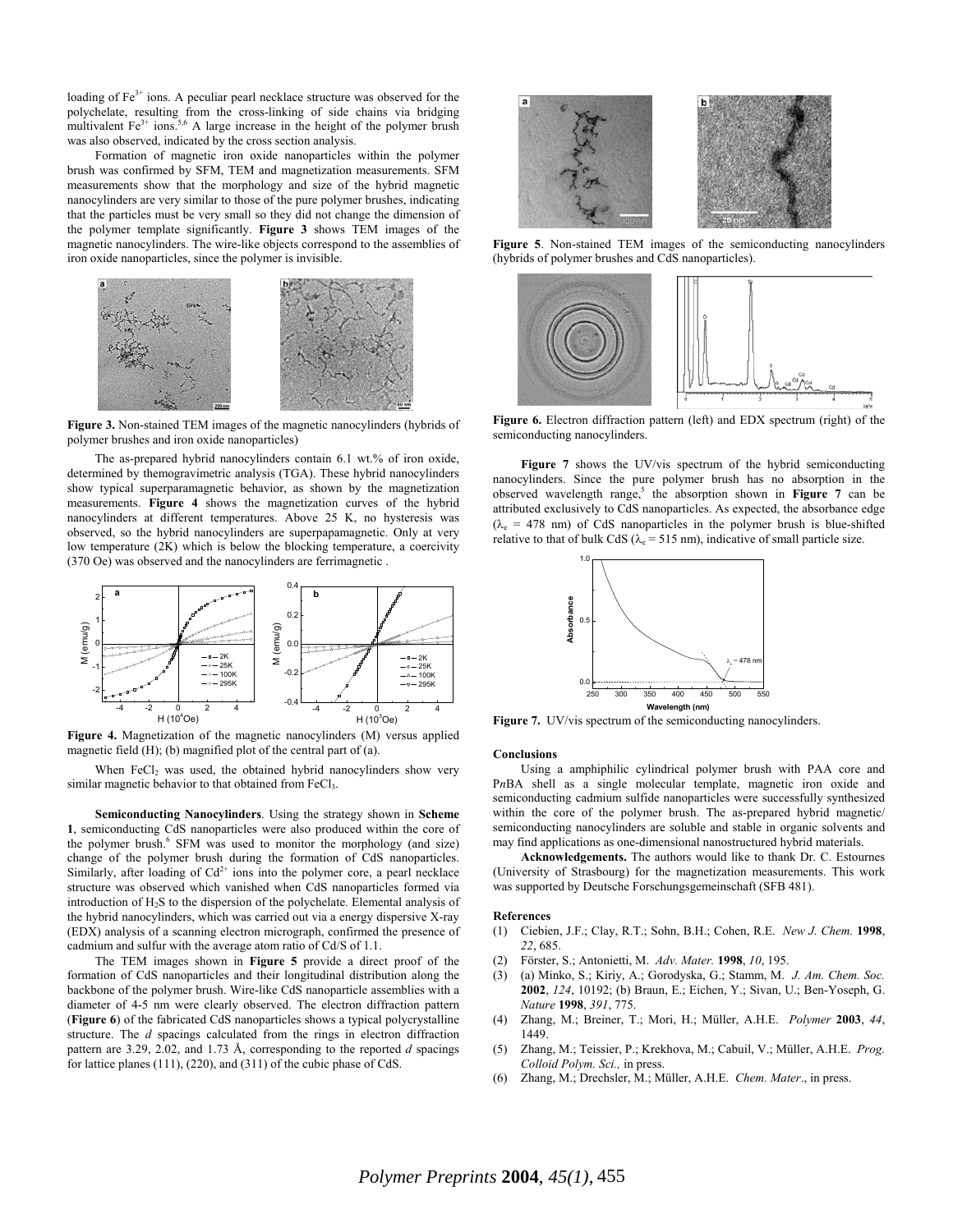loading of $Fe^{3+}$ ions. A peculiar pearl necklace structure was observed for the polychelate, resulting from the cross-linking of side chains via bridging multivalent $Fe^{3+}$ ions.[5,6] A large increase in the height of the polymer brush was also observed, indicated by the cross section analysis.

Formation of magnetic iron oxide nanoparticles within the polymer brush was confirmed by SFM, TEM and magnetization measurements. SFM measurements show that the morphology and size of the hybrid magnetic nanocylinders are very similar to those of the pure polymer brushes, indicating that the particles must be very small so they did not change the dimension of the polymer template significantly. **Figure 3** shows TEM images of the magnetic nanocylinders. The wire-like objects correspond to the assemblies of iron oxide nanoparticles, since the polymer is invisible.

a

200 nm

b

50 nm

**Figure 3.** Non-stained TEM images of the magnetic nanocylinders (hybrids of polymer brushes and iron oxide nanoparticles)

The as-prepared hybrid nanocylinders contain 6.1 wt.% of iron oxide, determined by themogravimetric analysis (TGA). These hybrid nanocylinders show typical superparamagnetic behavior, as shown by the magnetization measurements. **Figure 4** shows the magnetization curves of the hybrid nanocylinders at different temperatures. Above 25 K, no hysteresis was observed, so the hybrid nanocylinders are superpapamagnetic. Only at very low temperature (2K) which is below the blocking temperature, a coercivity (370 Oe) was observed and the nanocylinders are ferrimagnetic .

a

M (emu/g)

H ($10^4$Oe)

2K
25K
100K
295K

b

M (emu/g)

H ($10^3$Oe)

2K
25K
100K
295K

**Figure 4.** Magnetization of the magnetic nanocylinders (M) versus applied magnetic field (H); (b) magnified plot of the central part of (a).

When $FeCl_2$ was used, the obtained hybrid nanocylinders show very similar magnetic behavior to that obtained from $FeCl_3$.

**Semiconducting Nanocylinders**. Using the strategy shown in **Scheme 1**, semiconducting CdS nanoparticles were also produced within the core of the polymer brush.[6] SFM was used to monitor the morphology (and size) change of the polymer brush during the formation of CdS nanoparticles. Similarly, after loading of $Cd^{2+}$ ions into the polymer core, a pearl necklace structure was observed which vanished when CdS nanoparticles formed via introduction of $H_2S$ to the dispersion of the polychelate. Elemental analysis of the hybrid nanocylinders, which was carried out via a energy dispersive X-ray (EDX) analysis of a scanning electron micrograph, confirmed the presence of cadmium and sulfur with the average atom ratio of Cd/S of 1.1.

The TEM images shown in **Figure 5** provide a direct proof of the formation of CdS nanoparticles and their longitudinal distribution along the backbone of the polymer brush. Wire-like CdS nanoparticle assemblies with a diameter of 4-5 nm were clearly observed. The electron diffraction pattern (**Figure 6**) of the fabricated CdS nanoparticles shows a typical polycrystalline structure. The *d* spacings calculated from the rings in electron diffraction pattern are 3.29, 2.02, and 1.73 Å, corresponding to the reported *d* spacings for lattice planes (111), (220), and (311) of the cubic phase of CdS.

a

100 nm

b

25 nm

**Figure 5**. Non-stained TEM images of the semiconducting nanocylinders (hybrids of polymer brushes and CdS nanoparticles).

**Figure 6.** Electron diffraction pattern (left) and EDX spectrum (right) of the semiconducting nanocylinders.

**Figure 7** shows the UV/vis spectrum of the hybrid semiconducting nanocylinders. Since the pure polymer brush has no absorption in the observed wavelength range,[5] the absorption shown in **Figure 7** can be attributed exclusively to CdS nanoparticles. As expected, the absorbance edge ($\lambda_e$ = 478 nm) of CdS nanoparticles in the polymer brush is blue-shifted relative to that of bulk CdS ($\lambda_e$ = 515 nm), indicative of small particle size.

Absorbance

Wavelength (nm)

$\lambda_e$ = 478 nm

**Figure 7.** UV/vis spectrum of the semiconducting nanocylinders.

**Conclusions**

Using a amphiphilic cylindrical polymer brush with PAA core and P*n*BA shell as a single molecular template, magnetic iron oxide and semiconducting cadmium sulfide nanoparticles were successfully synthesized within the core of the polymer brush. The as-prepared hybrid magnetic/ semiconducting nanocylinders are soluble and stable in organic solvents and may find applications as one-dimensional nanostructured hybrid materials.

**Acknowledgements.** The authors would like to thank Dr. C. Estournes (University of Strasbourg) for the magnetization measurements. This work was supported by Deutsche Forschungsgemeinschaft (SFB 481).

**References**

(1) Ciebien, J.F.; Clay, R.T.; Sohn, B.H.; Cohen, R.E. *New J. Chem.* **1998**, *22*, 685.
(2) Förster, S.; Antonietti, M. *Adv. Mater.* **1998**, *10*, 195.
(3) (a) Minko, S.; Kiriy, A.; Gorodyska, G.; Stamm, M. *J. Am. Chem. Soc.* **2002**, *124*, 10192; (b) Braun, E.; Eichen, Y.; Sivan, U.; Ben-Yoseph, G. *Nature* **1998**, *391*, 775.
(4) Zhang, M.; Breiner, T.; Mori, H.; Müller, A.H.E. *Polymer* **2003**, *44*, 1449.
(5) Zhang, M.; Teissier, P.; Krekhova, M.; Cabuil, V.; Müller, A.H.E. *Prog. Colloid Polym. Sci.,* in press.
(6) Zhang, M.; Drechsler, M.; Müller, A.H.E. *Chem. Mater*., in press.